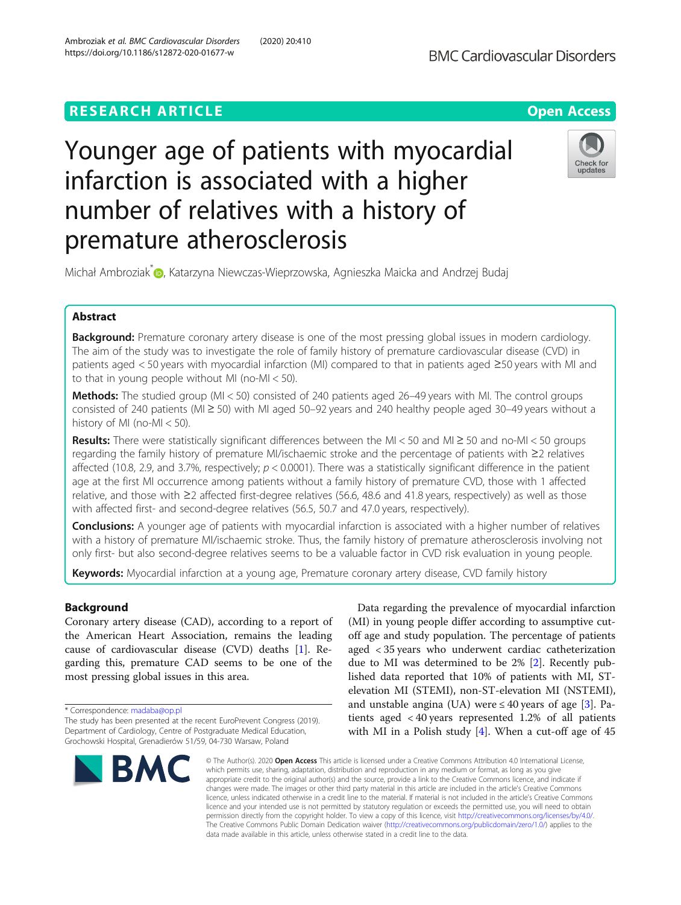RESEARCH ARTICLE

Open Access

# Younger age of patients with myocardial infarction is associated with a higher number of relatives with a history of premature atherosclerosis

Michał Ambroziak*, Katarzyna Niewczas-Wieprzowska, Agnieszka Maicka and Andrzej Budaj

## Abstract

**Background:** Premature coronary artery disease is one of the most pressing global issues in modern cardiology. The aim of the study was to investigate the role of family history of premature cardiovascular disease (CVD) in patients aged < 50 years with myocardial infarction (MI) compared to that in patients aged ≥50 years with MI and to that in young people without MI (no-MI < 50).

**Methods:** The studied group (MI < 50) consisted of 240 patients aged 26–49 years with MI. The control groups consisted of 240 patients (MI ≥ 50) with MI aged 50–92 years and 240 healthy people aged 30–49 years without a history of MI (no-MI < 50).

**Results:** There were statistically significant differences between the MI < 50 and MI ≥ 50 and no-MI < 50 groups regarding the family history of premature MI/ischaemic stroke and the percentage of patients with ≥2 relatives affected (10.8, 2.9, and 3.7%, respectively; $p < 0.0001$). There was a statistically significant difference in the patient age at the first MI occurrence among patients without a family history of premature CVD, those with 1 affected relative, and those with ≥2 affected first-degree relatives (56.6, 48.6 and 41.8 years, respectively) as well as those with affected first- and second-degree relatives (56.5, 50.7 and 47.0 years, respectively).

**Conclusions:** A younger age of patients with myocardial infarction is associated with a higher number of relatives with a history of premature MI/ischaemic stroke. Thus, the family history of premature atherosclerosis involving not only first- but also second-degree relatives seems to be a valuable factor in CVD risk evaluation in young people.

**Keywords:** Myocardial infarction at a young age, Premature coronary artery disease, CVD family history

## Background

Coronary artery disease (CAD), according to a report of the American Heart Association, remains the leading cause of cardiovascular disease (CVD) deaths [1]. Regarding this, premature CAD seems to be one of the most pressing global issues in this area.

Data regarding the prevalence of myocardial infarction (MI) in young people differ according to assumptive cut-off age and study population. The percentage of patients aged < 35 years who underwent cardiac catheterization due to MI was determined to be 2% [2]. Recently published data reported that 10% of patients with MI, ST-elevation MI (STEMI), non-ST-elevation MI (NSTEMI), and unstable angina (UA) were ≤ 40 years of age [3]. Patients aged < 40 years represented 1.2% of all patients with MI in a Polish study [4]. When a cut-off age of 45

* Correspondence: madaba@op.pl
The study has been presented at the recent EuroPrevent Congress (2019).
Department of Cardiology, Centre of Postgraduate Medical Education, Grochowski Hospital, Grenadierów 51/59, 04-730 Warsaw, Poland

© The Author(s). 2020 **Open Access** This article is licensed under a Creative Commons Attribution 4.0 International License, which permits use, sharing, adaptation, distribution and reproduction in any medium or format, as long as you give appropriate credit to the original author(s) and the source, provide a link to the Creative Commons licence, and indicate if changes were made. The images or other third party material in this article are included in the article's Creative Commons licence, unless indicated otherwise in a credit line to the material. If material is not included in the article's Creative Commons licence and your intended use is not permitted by statutory regulation or exceeds the permitted use, you will need to obtain permission directly from the copyright holder. To view a copy of this licence, visit http://creativecommons.org/licenses/by/4.0/. The Creative Commons Public Domain Dedication waiver (http://creativecommons.org/publicdomain/zero/1.0/) applies to the data made available in this article, unless otherwise stated in a credit line to the data.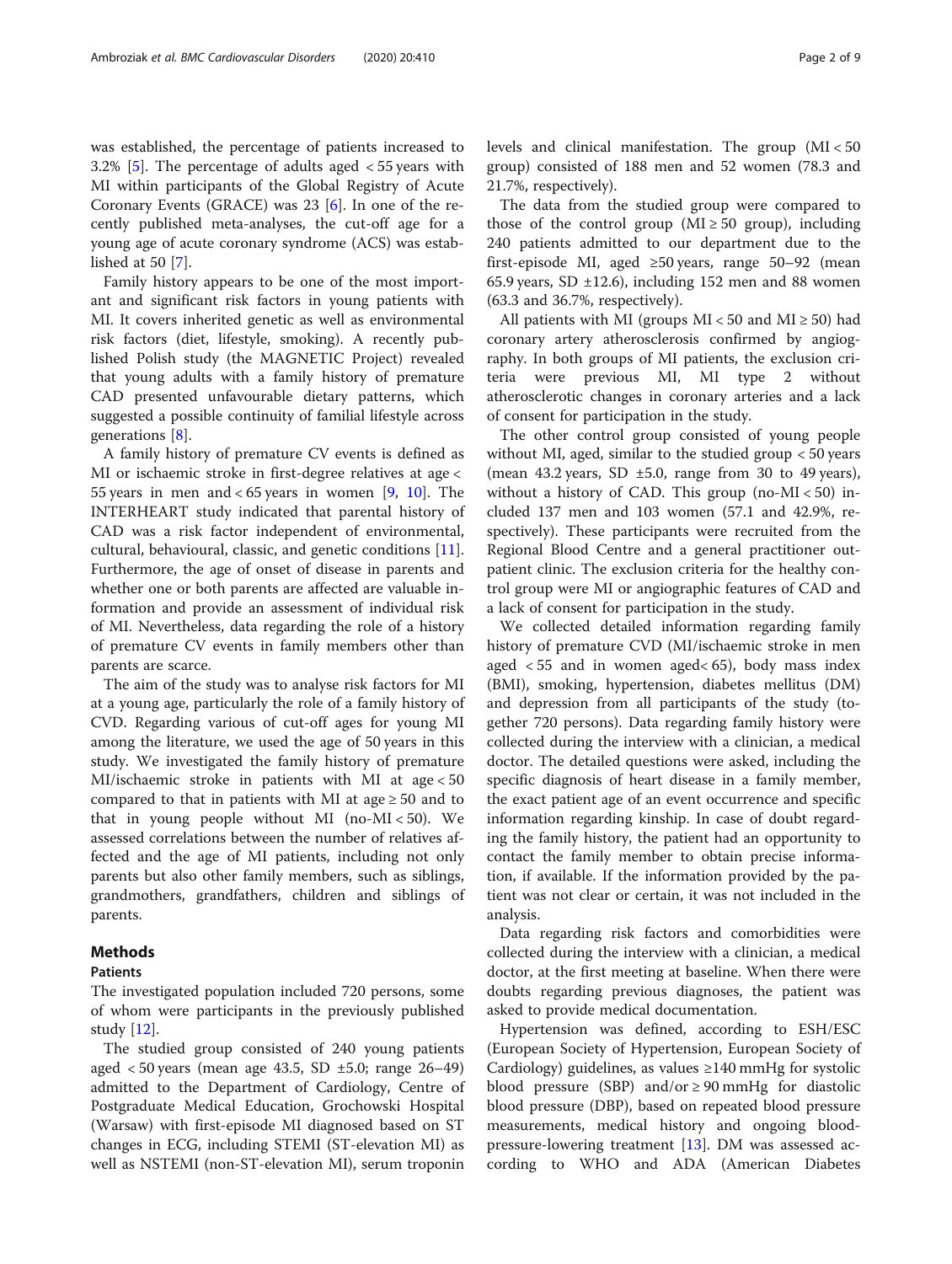was established, the percentage of patients increased to 3.2% [5]. The percentage of adults aged < 55 years with MI within participants of the Global Registry of Acute Coronary Events (GRACE) was 23 [6]. In one of the recently published meta-analyses, the cut-off age for a young age of acute coronary syndrome (ACS) was established at 50 [7].

Family history appears to be one of the most important and significant risk factors in young patients with MI. It covers inherited genetic as well as environmental risk factors (diet, lifestyle, smoking). A recently published Polish study (the MAGNETIC Project) revealed that young adults with a family history of premature CAD presented unfavourable dietary patterns, which suggested a possible continuity of familial lifestyle across generations [8].

A family history of premature CV events is defined as MI or ischaemic stroke in first-degree relatives at age < 55 years in men and < 65 years in women [9, 10]. The INTERHEART study indicated that parental history of CAD was a risk factor independent of environmental, cultural, behavioural, classic, and genetic conditions [11]. Furthermore, the age of onset of disease in parents and whether one or both parents are affected are valuable information and provide an assessment of individual risk of MI. Nevertheless, data regarding the role of a history of premature CV events in family members other than parents are scarce.

The aim of the study was to analyse risk factors for MI at a young age, particularly the role of a family history of CVD. Regarding various of cut-off ages for young MI among the literature, we used the age of 50 years in this study. We investigated the family history of premature MI/ischaemic stroke in patients with MI at age < 50 compared to that in patients with MI at age ≥ 50 and to that in young people without MI (no-MI < 50). We assessed correlations between the number of relatives affected and the age of MI patients, including not only parents but also other family members, such as siblings, grandmothers, grandfathers, children and siblings of parents.

## Methods

### Patients

The investigated population included 720 persons, some of whom were participants in the previously published study [12].

The studied group consisted of 240 young patients aged < 50 years (mean age 43.5, SD ±5.0; range 26–49) admitted to the Department of Cardiology, Centre of Postgraduate Medical Education, Grochowski Hospital (Warsaw) with first-episode MI diagnosed based on ST changes in ECG, including STEMI (ST-elevation MI) as well as NSTEMI (non-ST-elevation MI), serum troponin levels and clinical manifestation. The group (MI < 50 group) consisted of 188 men and 52 women (78.3 and 21.7%, respectively).

The data from the studied group were compared to those of the control group (MI ≥ 50 group), including 240 patients admitted to our department due to the first-episode MI, aged ≥50 years, range 50–92 (mean 65.9 years, SD ±12.6), including 152 men and 88 women (63.3 and 36.7%, respectively).

All patients with MI (groups MI < 50 and MI ≥ 50) had coronary artery atherosclerosis confirmed by angiography. In both groups of MI patients, the exclusion criteria were previous MI, MI type 2 without atherosclerotic changes in coronary arteries and a lack of consent for participation in the study.

The other control group consisted of young people without MI, aged, similar to the studied group < 50 years (mean 43.2 years, SD ±5.0, range from 30 to 49 years), without a history of CAD. This group (no-MI < 50) included 137 men and 103 women (57.1 and 42.9%, respectively). These participants were recruited from the Regional Blood Centre and a general practitioner outpatient clinic. The exclusion criteria for the healthy control group were MI or angiographic features of CAD and a lack of consent for participation in the study.

We collected detailed information regarding family history of premature CVD (MI/ischaemic stroke in men aged < 55 and in women aged< 65), body mass index (BMI), smoking, hypertension, diabetes mellitus (DM) and depression from all participants of the study (together 720 persons). Data regarding family history were collected during the interview with a clinician, a medical doctor. The detailed questions were asked, including the specific diagnosis of heart disease in a family member, the exact patient age of an event occurrence and specific information regarding kinship. In case of doubt regarding the family history, the patient had an opportunity to contact the family member to obtain precise information, if available. If the information provided by the patient was not clear or certain, it was not included in the analysis.

Data regarding risk factors and comorbidities were collected during the interview with a clinician, a medical doctor, at the first meeting at baseline. When there were doubts regarding previous diagnoses, the patient was asked to provide medical documentation.

Hypertension was defined, according to ESH/ESC (European Society of Hypertension, European Society of Cardiology) guidelines, as values ≥140 mmHg for systolic blood pressure (SBP) and/or ≥ 90 mmHg for diastolic blood pressure (DBP), based on repeated blood pressure measurements, medical history and ongoing blood-pressure-lowering treatment [13]. DM was assessed according to WHO and ADA (American Diabetes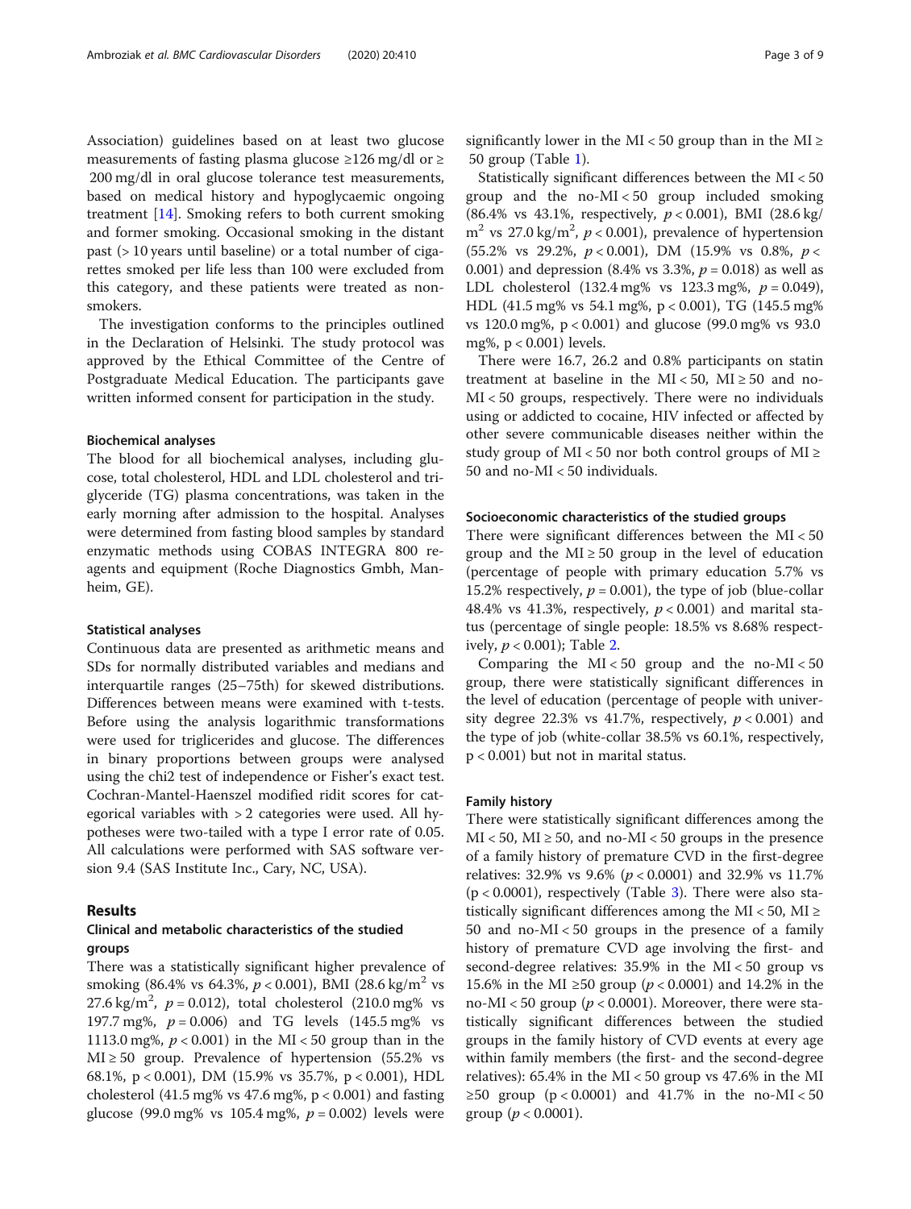Association) guidelines based on at least two glucose measurements of fasting plasma glucose ≥126 mg/dl or ≥ 200 mg/dl in oral glucose tolerance test measurements, based on medical history and hypoglycaemic ongoing treatment [14]. Smoking refers to both current smoking and former smoking. Occasional smoking in the distant past (> 10 years until baseline) or a total number of cigarettes smoked per life less than 100 were excluded from this category, and these patients were treated as non-smokers.

The investigation conforms to the principles outlined in the Declaration of Helsinki. The study protocol was approved by the Ethical Committee of the Centre of Postgraduate Medical Education. The participants gave written informed consent for participation in the study.

### Biochemical analyses

The blood for all biochemical analyses, including glucose, total cholesterol, HDL and LDL cholesterol and triglyceride (TG) plasma concentrations, was taken in the early morning after admission to the hospital. Analyses were determined from fasting blood samples by standard enzymatic methods using COBAS INTEGRA 800 reagents and equipment (Roche Diagnostics Gmbh, Manheim, GE).

### Statistical analyses

Continuous data are presented as arithmetic means and SDs for normally distributed variables and medians and interquartile ranges (25–75th) for skewed distributions. Differences between means were examined with t-tests. Before using the analysis logarithmic transformations were used for trigliceride and glucose. The differences in binary proportions between groups were analysed using the chi2 test of independence or Fisher's exact test. Cochran-Mantel-Haenszel modified ridit scores for categorical variables with > 2 categories were used. All hypotheses were two-tailed with a type I error rate of 0.05. All calculations were performed with SAS software version 9.4 (SAS Institute Inc., Cary, NC, USA).

## Results

### Clinical and metabolic characteristics of the studied groups

There was a statistically significant higher prevalence of smoking (86.4% vs 64.3%, $p < 0.001$), BMI (28.6 kg/m$^2$ vs 27.6 kg/m$^2$, $p = 0.012$), total cholesterol (210.0 mg% vs 197.7 mg%, $p = 0.006$) and TG levels (145.5 mg% vs 1113.0 mg%, $p < 0.001$) in the MI < 50 group than in the MI ≥ 50 group. Prevalence of hypertension (55.2% vs 68.1%, p < 0.001), DM (15.9% vs 35.7%, p < 0.001), HDL cholesterol (41.5 mg% vs 47.6 mg%, p < 0.001) and fasting glucose (99.0 mg% vs 105.4 mg%, $p = 0.002$) levels were significantly lower in the MI < 50 group than in the MI ≥ 50 group (Table 1).

Statistically significant differences between the MI < 50 group and the no-MI < 50 group included smoking (86.4% vs 43.1%, respectively, $p < 0.001$), BMI (28.6 kg/m$^2$ vs 27.0 kg/m$^2$, $p < 0.001$), prevalence of hypertension (55.2% vs 29.2%, $p < 0.001$), DM (15.9% vs 0.8%, $p <$ 0.001) and depression (8.4% vs 3.3%, $p = 0.018$) as well as LDL cholesterol (132.4 mg% vs 123.3 mg%, $p = 0.049$), HDL (41.5 mg% vs 54.1 mg%, p < 0.001), TG (145.5 mg% vs 120.0 mg%, p < 0.001) and glucose (99.0 mg% vs 93.0 mg%, p < 0.001) levels.

There were 16.7, 26.2 and 0.8% participants on statin treatment at baseline in the MI < 50, MI ≥ 50 and no-MI < 50 groups, respectively. There were no individuals using or addicted to cocaine, HIV infected or affected by other severe communicable diseases neither within the study group of MI < 50 nor both control groups of MI ≥ 50 and no-MI < 50 individuals.

### Socioeconomic characteristics of the studied groups

There were significant differences between the MI < 50 group and the MI ≥ 50 group in the level of education (percentage of people with primary education 5.7% vs 15.2% respectively, $p = 0.001$), the type of job (blue-collar 48.4% vs 41.3%, respectively, $p < 0.001$) and marital status (percentage of single people: 18.5% vs 8.68% respectively, $p < 0.001$); Table 2.

Comparing the MI < 50 group and the no-MI < 50 group, there were statistically significant differences in the level of education (percentage of people with university degree 22.3% vs 41.7%, respectively, $p < 0.001$) and the type of job (white-collar 38.5% vs 60.1%, respectively, p < 0.001) but not in marital status.

### Family history

There were statistically significant differences among the MI < 50, MI ≥ 50, and no-MI < 50 groups in the presence of a family history of premature CVD in the first-degree relatives: 32.9% vs 9.6% ($p < 0.0001$) and 32.9% vs 11.7% (p < 0.0001), respectively (Table 3). There were also statistically significant differences among the MI < 50, MI ≥ 50 and no-MI < 50 groups in the presence of a family history of premature CVD age involving the first- and second-degree relatives: 35.9% in the MI < 50 group vs 15.6% in the MI ≥50 group ($p < 0.0001$) and 14.2% in the no-MI < 50 group ($p < 0.0001$). Moreover, there were statistically significant differences between the studied groups in the family history of CVD events at every age within family members (the first- and the second-degree relatives): 65.4% in the MI < 50 group vs 47.6% in the MI ≥50 group (p < 0.0001) and 41.7% in the no-MI < 50 group ($p < 0.0001$).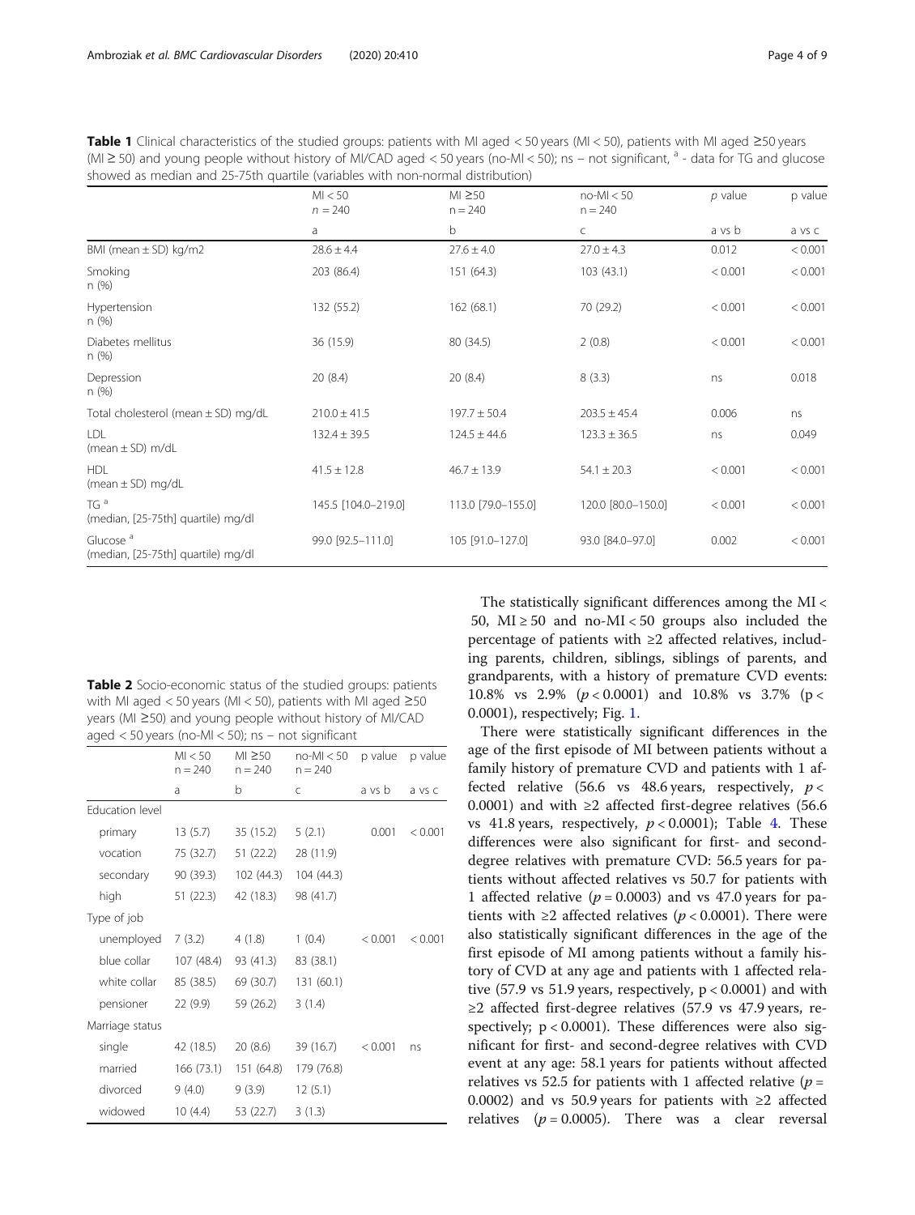**Table 1** Clinical characteristics of the studied groups: patients with MI aged < 50 years (MI < 50), patients with MI aged ≥50 years (MI ≥ 50) and young people without history of MI/CAD aged < 50 years (no-MI < 50); ns – not significant, [a] - data for TG and glucose showed as median and 25-75th quartile (variables with non-normal distribution)

| | MI < 50 n = 240 | MI ≥50 n = 240 | no-MI < 50 n = 240 | p value | p value |
|---|---|---|---|---|---|
| | a | b | c | a vs b | a vs c |
| BMI (mean ± SD) kg/m2 | 28.6 ± 4.4 | 27.6 ± 4.0 | 27.0 ± 4.3 | 0.012 | < 0.001 |
| Smoking n (%) | 203 (86.4) | 151 (64.3) | 103 (43.1) | < 0.001 | < 0.001 |
| Hypertension n (%) | 132 (55.2) | 162 (68.1) | 70 (29.2) | < 0.001 | < 0.001 |
| Diabetes mellitus n (%) | 36 (15.9) | 80 (34.5) | 2 (0.8) | < 0.001 | < 0.001 |
| Depression n (%) | 20 (8.4) | 20 (8.4) | 8 (3.3) | ns | 0.018 |
| Total cholesterol (mean ± SD) mg/dL | 210.0 ± 41.5 | 197.7 ± 50.4 | 203.5 ± 45.4 | 0.006 | ns |
| LDL (mean ± SD) m/dL | 132.4 ± 39.5 | 124.5 ± 44.6 | 123.3 ± 36.5 | ns | 0.049 |
| HDL (mean ± SD) mg/dL | 41.5 ± 12.8 | 46.7 ± 13.9 | 54.1 ± 20.3 | < 0.001 | < 0.001 |
| TG [a] (median, [25-75th] quartile) mg/dl | 145.5 [104.0–219.0] | 113.0 [79.0–155.0] | 120.0 [80.0–150.0] | < 0.001 | < 0.001 |
| Glucose [a] (median, [25-75th] quartile) mg/dl | 99.0 [92.5–111.0] | 105 [91.0–127.0] | 93.0 [84.0–97.0] | 0.002 | < 0.001 |

**Table 2** Socio-economic status of the studied groups: patients with MI aged < 50 years (MI < 50), patients with MI aged ≥50 years (MI ≥50) and young people without history of MI/CAD aged < 50 years (no-MI < 50); ns – not significant

| | MI < 50 n = 240 | MI ≥50 n = 240 | no-MI < 50 n = 240 | p value | p value |
|---|---|---|---|---|---|
| | a | b | c | a vs b | a vs c |
| Education level | | | | | |
| primary | 13 (5.7) | 35 (15.2) | 5 (2.1) | 0.001 | < 0.001 |
| vocation | 75 (32.7) | 51 (22.2) | 28 (11.9) | | |
| secondary | 90 (39.3) | 102 (44.3) | 104 (44.3) | | |
| high | 51 (22.3) | 42 (18.3) | 98 (41.7) | | |
| Type of job | | | | | |
| unemployed | 7 (3.2) | 4 (1.8) | 1 (0.4) | < 0.001 | < 0.001 |
| blue collar | 107 (48.4) | 93 (41.3) | 83 (38.1) | | |
| white collar | 85 (38.5) | 69 (30.7) | 131 (60.1) | | |
| pensioner | 22 (9.9) | 59 (26.2) | 3 (1.4) | | |
| Marriage status | | | | | |
| single | 42 (18.5) | 20 (8.6) | 39 (16.7) | < 0.001 | ns |
| married | 166 (73.1) | 151 (64.8) | 179 (76.8) | | |
| divorced | 9 (4.0) | 9 (3.9) | 12 (5.1) | | |
| widowed | 10 (4.4) | 53 (22.7) | 3 (1.3) | | |

The statistically significant differences among the MI < 50, MI ≥ 50 and no-MI < 50 groups also included the percentage of patients with ≥2 affected relatives, including parents, children, siblings, siblings of parents, and grandparents, with a history of premature CVD events: 10.8% vs 2.9% ($p < 0.0001$) and 10.8% vs 3.7% ($p < 0.0001$), respectively; Fig. 1.

There were statistically significant differences in the age of the first episode of MI between patients without a family history of premature CVD and patients with 1 affected relative (56.6 vs 48.6 years, respectively, $p < 0.0001$) and with ≥2 affected first-degree relatives (56.6 vs 41.8 years, respectively, $p < 0.0001$); Table 4. These differences were also significant for first- and second-degree relatives with premature CVD: 56.5 years for patients without affected relatives vs 50.7 for patients with 1 affected relative ($p = 0.0003$) and vs 47.0 years for patients with ≥2 affected relatives ($p < 0.0001$). There were also statistically significant differences in the age of the first episode of MI among patients without a family history of CVD at any age and patients with 1 affected relative (57.9 vs 51.9 years, respectively, $p < 0.0001$) and with ≥2 affected first-degree relatives (57.9 vs 47.9 years, respectively; $p < 0.0001$). These differences were also significant for first- and second-degree relatives with CVD event at any age: 58.1 years for patients without affected relatives vs 52.5 for patients with 1 affected relative ($p = 0.0002$) and vs 50.9 years for patients with ≥2 affected relatives ($p = 0.0005$). There was a clear reversal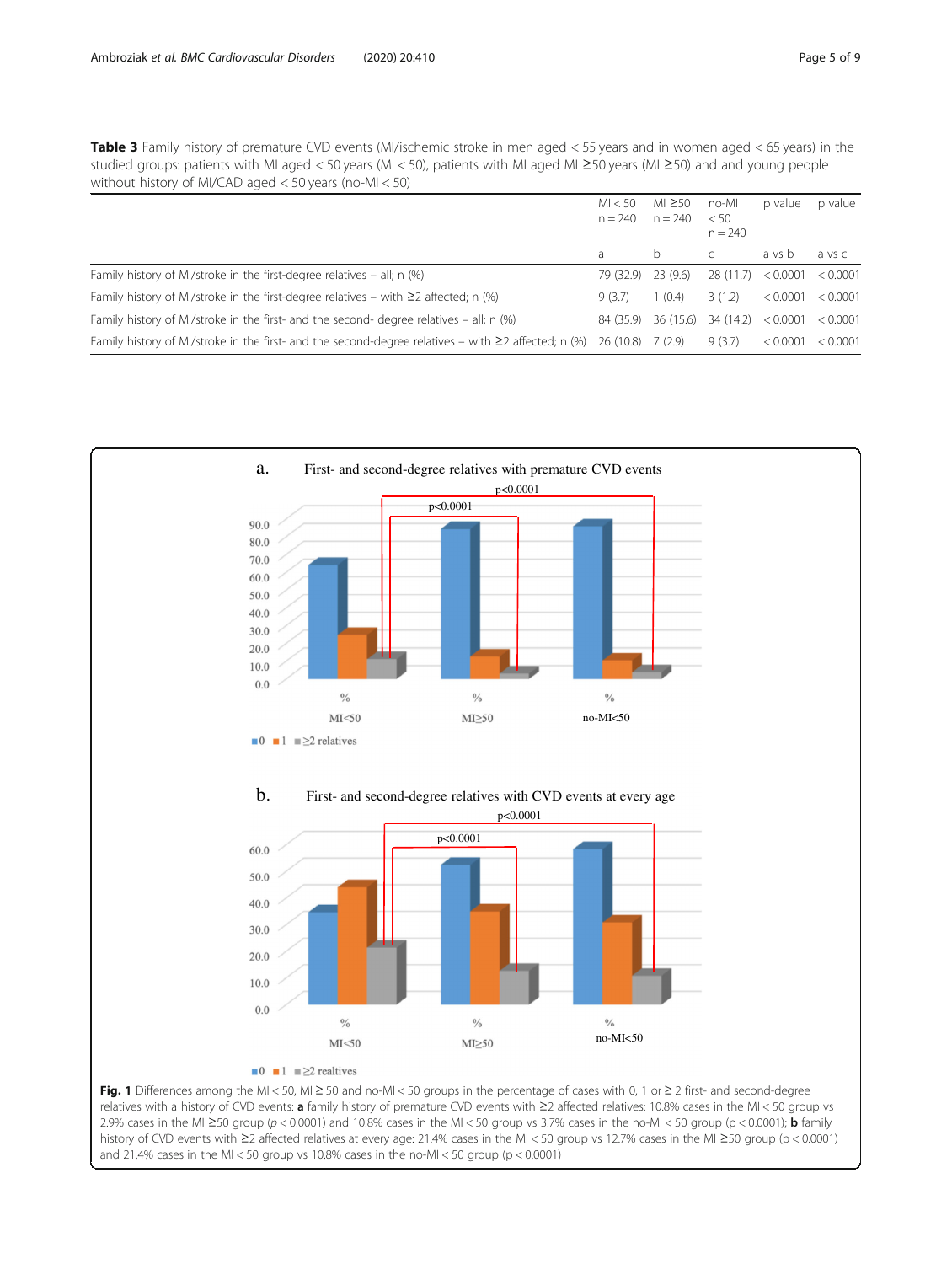**Table 3** Family history of premature CVD events (MI/ischemic stroke in men aged < 55 years and in women aged < 65 years) in the studied groups: patients with MI aged < 50 years (MI < 50), patients with MI aged MI ≥50 years (MI ≥50) and and young people without history of MI/CAD aged < 50 years (no-MI < 50)

| | MI < 50 n = 240 | MI ≥50 n = 240 | no-MI < 50 n = 240 | p value | p value |
|---|---|---|---|---|---|
| | a | b | c | a vs b | a vs c |
| Family history of MI/stroke in the first-degree relatives – all; n (%) | 79 (32.9) | 23 (9.6) | 28 (11.7) | < 0.0001 | < 0.0001 |
| Family history of MI/stroke in the first-degree relatives – with ≥2 affected; n (%) | 9 (3.7) | 1 (0.4) | 3 (1.2) | < 0.0001 | < 0.0001 |
| Family history of MI/stroke in the first- and the second- degree relatives – all; n (%) | 84 (35.9) | 36 (15.6) | 34 (14.2) | < 0.0001 | < 0.0001 |
| Family history of MI/stroke in the first- and the second-degree relatives – with ≥2 affected; n (%) | 26 (10.8) | 7 (2.9) | 9 (3.7) | < 0.0001 | < 0.0001 |

**Fig. 1** Differences among the MI < 50, MI ≥ 50 and no-MI < 50 groups in the percentage of cases with 0, 1 or ≥ 2 first- and second-degree relatives with a history of CVD events: **a** family history of premature CVD events with ≥2 affected relatives: 10.8% cases in the MI < 50 group vs 2.9% cases in the MI ≥50 group ($p < 0.0001$) and 10.8% cases in the MI < 50 group vs 3.7% cases in the no-MI < 50 group ($p < 0.0001$); **b** family history of CVD events with ≥2 affected relatives at every age: 21.4% cases in the MI < 50 group vs 12.7% cases in the MI ≥50 group ($p < 0.0001$) and 21.4% cases in the MI < 50 group vs 10.8% cases in the no-MI < 50 group ($p < 0.0001$)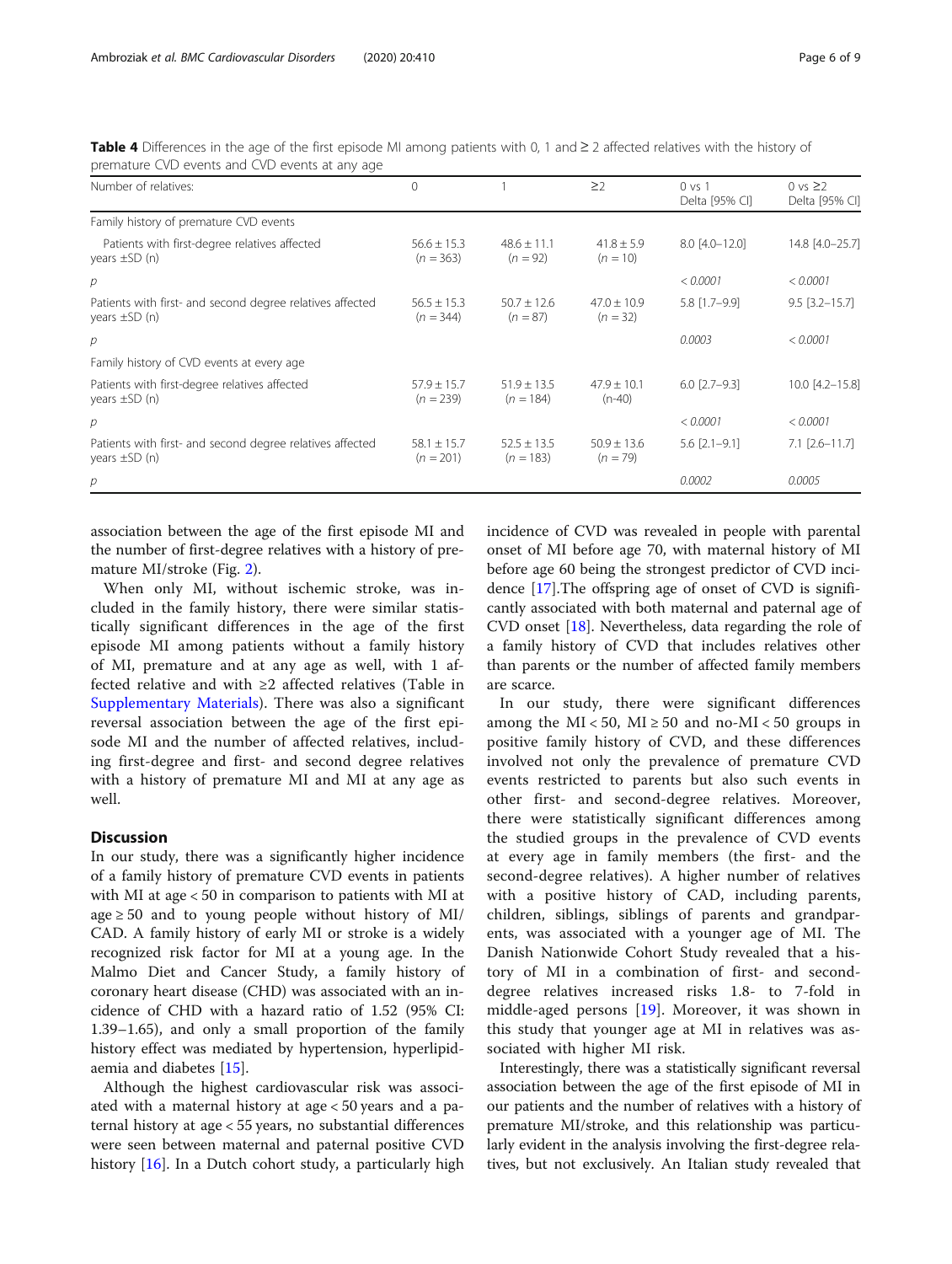**Table 4** Differences in the age of the first episode MI among patients with 0, 1 and ≥ 2 affected relatives with the history of premature CVD events and CVD events at any age

| Number of relatives: | 0 | 1 | ≥2 | 0 vs 1 Delta [95% CI] | 0 vs ≥2 Delta [95% CI] |
|---|---|---|---|---|---|
| Family history of premature CVD events | | | | | |
| Patients with first-degree relatives affected years ±SD (n) | 56.6 ± 15.3 (*n* = 363) | 48.6 ± 11.1 (*n* = 92) | 41.8 ± 5.9 (*n* = 10) | 8.0 [4.0–12.0] | 14.8 [4.0–25.7] |
| *p* | | | | *< 0.0001* | *< 0.0001* |
| Patients with first- and second degree relatives affected years ±SD (n) | 56.5 ± 15.3 (*n* = 344) | 50.7 ± 12.6 (*n* = 87) | 47.0 ± 10.9 (*n* = 32) | 5.8 [1.7–9.9] | 9.5 [3.2–15.7] |
| *p* | | | | *0.0003* | *< 0.0001* |
| Family history of CVD events at every age | | | | | |
| Patients with first-degree relatives affected years ±SD (n) | 57.9 ± 15.7 (*n* = 239) | 51.9 ± 13.5 (*n* = 184) | 47.9 ± 10.1 (n-40) | 6.0 [2.7–9.3] | 10.0 [4.2–15.8] |
| *p* | | | | *< 0.0001* | *< 0.0001* |
| Patients with first- and second degree relatives affected years ±SD (n) | 58.1 ± 15.7 (*n* = 201) | 52.5 ± 13.5 (*n* = 183) | 50.9 ± 13.6 (*n* = 79) | 5.6 [2.1–9.1] | 7.1 [2.6–11.7] |
| *p* | | | | *0.0002* | *0.0005* |

association between the age of the first episode MI and the number of first-degree relatives with a history of premature MI/stroke (Fig. 2).

When only MI, without ischemic stroke, was included in the family history, there were similar statistically significant differences in the age of the first episode MI among patients without a family history of MI, premature and at any age as well, with 1 affected relative and with ≥2 affected relatives (Table in Supplementary Materials). There was also a significant reversal association between the age of the first episode MI and the number of affected relatives, including first-degree and first- and second degree relatives with a history of premature MI and MI at any age as well.

## Discussion

In our study, there was a significantly higher incidence of a family history of premature CVD events in patients with MI at age < 50 in comparison to patients with MI at age ≥ 50 and to young people without history of MI/CAD. A family history of early MI or stroke is a widely recognized risk factor for MI at a young age. In the Malmo Diet and Cancer Study, a family history of coronary heart disease (CHD) was associated with an incidence of CHD with a hazard ratio of 1.52 (95% CI: 1.39–1.65), and only a small proportion of the family history effect was mediated by hypertension, hyperlipidaemia and diabetes [15].

Although the highest cardiovascular risk was associated with a maternal history at age < 50 years and a paternal history at age < 55 years, no substantial differences were seen between maternal and paternal positive CVD history [16]. In a Dutch cohort study, a particularly high incidence of CVD was revealed in people with parental onset of MI before age 70, with maternal history of MI before age 60 being the strongest predictor of CVD incidence [17].The offspring age of onset of CVD is significantly associated with both maternal and paternal age of CVD onset [18]. Nevertheless, data regarding the role of a family history of CVD that includes relatives other than parents or the number of affected family members are scarce.

In our study, there were significant differences among the MI < 50, MI ≥ 50 and no-MI < 50 groups in positive family history of CVD, and these differences involved not only the prevalence of premature CVD events restricted to parents but also such events in other first- and second-degree relatives. Moreover, there were statistically significant differences among the studied groups in the prevalence of CVD events at every age in family members (the first- and the second-degree relatives). A higher number of relatives with a positive history of CAD, including parents, children, siblings, siblings of parents and grandparents, was associated with a younger age of MI. The Danish Nationwide Cohort Study revealed that a history of MI in a combination of first- and second-degree relatives increased risks 1.8- to 7-fold in middle-aged persons [19]. Moreover, it was shown in this study that younger age at MI in relatives was associated with higher MI risk.

Interestingly, there was a statistically significant reversal association between the age of the first episode of MI in our patients and the number of relatives with a history of premature MI/stroke, and this relationship was particularly evident in the analysis involving the first-degree relatives, but not exclusively. An Italian study revealed that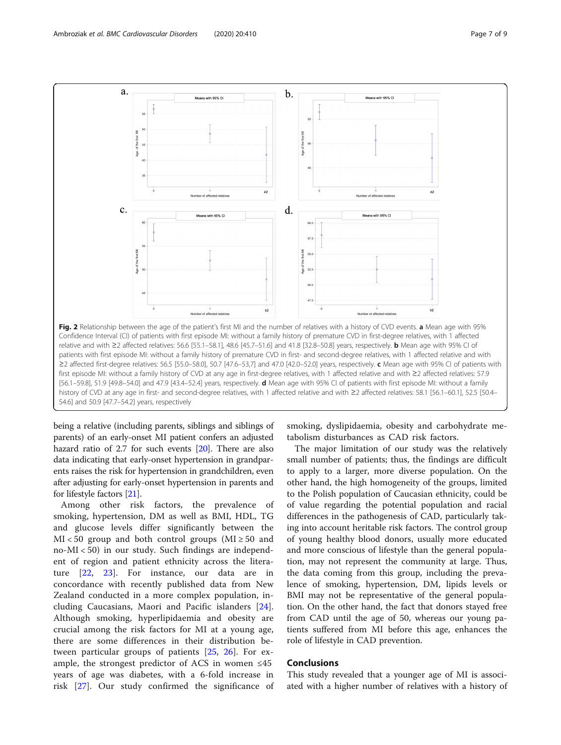**Fig. 2** Relationship between the age of the patient's first MI and the number of relatives with a history of CVD events. **a** Mean age with 95% Confidence Interval (CI) of patients with first episode MI: without a family history of premature CVD in first-degree relatives, with 1 affected relative and with ≥2 affected relatives: 56.6 [55.1–58.1], 48.6 [45.7–51.6] and 41.8 [32.8–50.8] years, respectively. **b** Mean age with 95% CI of patients with first episode MI: without a family history of premature CVD in first- and second-degree relatives, with 1 affected relative and with ≥2 affected first-degree relatives: 56.5 [55.0–58.0], 50.7 [47.6–53,7] and 47.0 [42.0–52.0] years, respectively. **c** Mean age with 95% CI of patients with first episode MI: without a family history of CVD at any age in first-degree relatives, with 1 affected relative and with ≥2 affected relatives: 57.9 [56.1–59.8], 51.9 [49.8–54.0] and 47.9 [43.4–52.4] years, respectively. **d** Mean age with 95% CI of patients with first episode MI: without a family history of CVD at any age in first- and second-degree relatives, with 1 affected relative and with ≥2 affected relatives: 58.1 [56.1–60.1], 52.5 [50.4–54.6] and 50.9 [47.7–54.2] years, respectively

being a relative (including parents, siblings and siblings of parents) of an early-onset MI patient confers an adjusted hazard ratio of 2.7 for such events [20]. There are also data indicating that early-onset hypertension in grandparents raises the risk for hypertension in grandchildren, even after adjusting for early-onset hypertension in parents and for lifestyle factors [21].

Among other risk factors, the prevalence of smoking, hypertension, DM as well as BMI, HDL, TG and glucose levels differ significantly between the MI < 50 group and both control groups (MI ≥ 50 and no-MI < 50) in our study. Such findings are independent of region and patient ethnicity across the literature [22, 23]. For instance, our data are in concordance with recently published data from New Zealand conducted in a more complex population, including Caucasians, Maori and Pacific islanders [24]. Although smoking, hyperlipidaemia and obesity are crucial among the risk factors for MI at a young age, there are some differences in their distribution between particular groups of patients [25, 26]. For example, the strongest predictor of ACS in women ≤45 years of age was diabetes, with a 6-fold increase in risk [27]. Our study confirmed the significance of smoking, dyslipidaemia, obesity and carbohydrate metabolism disturbances as CAD risk factors.

The major limitation of our study was the relatively small number of patients; thus, the findings are difficult to apply to a larger, more diverse population. On the other hand, the high homogeneity of the groups, limited to the Polish population of Caucasian ethnicity, could be of value regarding the potential population and racial differences in the pathogenesis of CAD, particularly taking into account heritable risk factors. The control group of young healthy blood donors, usually more educated and more conscious of lifestyle than the general population, may not represent the community at large. Thus, the data coming from this group, including the prevalence of smoking, hypertension, DM, lipids levels or BMI may not be representative of the general population. On the other hand, the fact that donors stayed free from CAD until the age of 50, whereas our young patients suffered from MI before this age, enhances the role of lifestyle in CAD prevention.

## Conclusions

This study revealed that a younger age of MI is associated with a higher number of relatives with a history of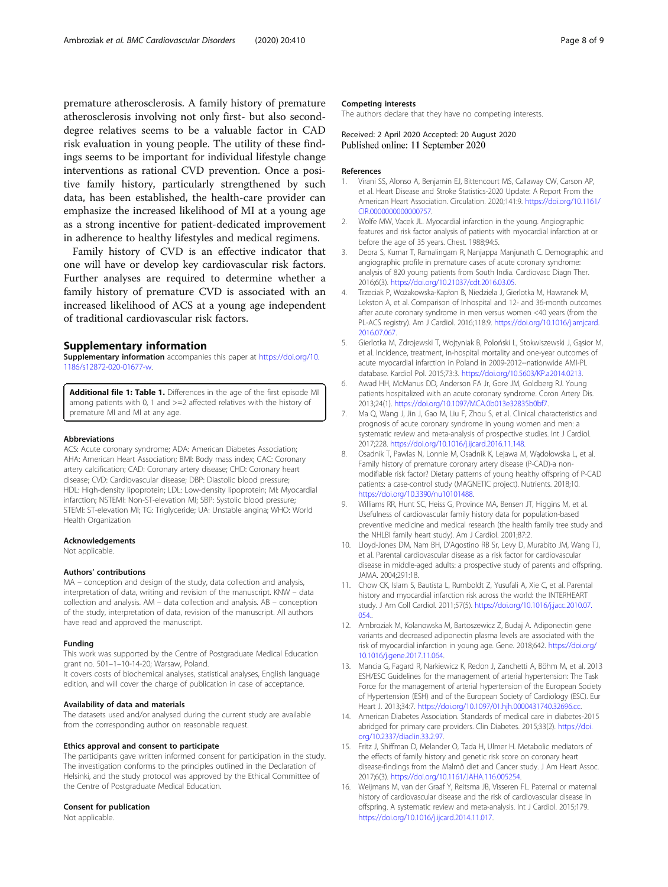premature atherosclerosis. A family history of premature atherosclerosis involving not only first- but also second-degree relatives seems to be a valuable factor in CAD risk evaluation in young people. The utility of these findings seems to be important for individual lifestyle change interventions as rational CVD prevention. Once a positive family history, particularly strengthened by such data, has been established, the health-care provider can emphasize the increased likelihood of MI at a young age as a strong incentive for patient-dedicated improvement in adherence to healthy lifestyles and medical regimens.

Family history of CVD is an effective indicator that one will have or develop key cardiovascular risk factors. Further analyses are required to determine whether a family history of premature CVD is associated with an increased likelihood of ACS at a young age independent of traditional cardiovascular risk factors.

## Supplementary information

**Supplementary information** accompanies this paper at https://doi.org/10.1186/s12872-020-01677-w.

**Additional file 1: Table 1.** Differences in the age of the first episode MI among patients with 0, 1 and >=2 affected relatives with the history of premature MI and MI at any age.

#### Abbreviations

ACS: Acute coronary syndrome; ADA: American Diabetes Association; AHA: American Heart Association; BMI: Body mass index; CAC: Coronary artery calcification; CAD: Coronary artery disease; CHD: Coronary heart disease; CVD: Cardiovascular disease; DBP: Diastolic blood pressure; HDL: High-density lipoprotein; LDL: Low-density lipoprotein; MI: Myocardial infarction; NSTEMI: Non-ST-elevation MI; SBP: Systolic blood pressure; STEMI: ST-elevation MI; TG: Triglyceride; UA: Unstable angina; WHO: World Health Organization

#### Acknowledgements

Not applicable.

#### Authors' contributions

MA – conception and design of the study, data collection and analysis, interpretation of data, writing and revision of the manuscript. KNW – data collection and analysis. AM – data collection and analysis. AB – conception of the study, interpretation of data, revision of the manuscript. All authors have read and approved the manuscript.

#### Funding

This work was supported by the Centre of Postgraduate Medical Education grant no. 501–1–10-14-20; Warsaw, Poland.

It covers costs of biochemical analyses, statistical analyses, English language edition, and will cover the charge of publication in case of acceptance.

#### Availability of data and materials

The datasets used and/or analysed during the current study are available from the corresponding author on reasonable request.

#### Ethics approval and consent to participate

The participants gave written informed consent for participation in the study. The investigation conforms to the principles outlined in the Declaration of Helsinki, and the study protocol was approved by the Ethical Committee of the Centre of Postgraduate Medical Education.

#### Consent for publication

Not applicable.

#### Competing interests

The authors declare that they have no competing interests.

Received: 2 April 2020 Accepted: 20 August 2020
Published online: 11 September 2020

#### References

1. Virani SS, Alonso A, Benjamin EJ, Bittencourt MS, Callaway CW, Carson AP, et al. Heart Disease and Stroke Statistics-2020 Update: A Report From the American Heart Association. Circulation. 2020;141:9. https://doi.org/10.1161/CIR.0000000000000757.
2. Wolfe MW, Vacek JL. Myocardial infarction in the young. Angiographic features and risk factor analysis of patients with myocardial infarction at or before the age of 35 years. Chest. 1988;94:5.
3. Deora S, Kumar T, Ramalingam R, Nanjappa Manjunath C. Demographic and angiographic profile in premature cases of acute coronary syndrome: analysis of 820 young patients from South India. Cardiovasc Diagn Ther. 2016;6(3). https://doi.org/10.21037/cdt.2016.03.05.
4. Trzeciak P, Wożakowska-Kapłon B, Niedziela J, Gierlotka M, Hawranek M, Lekston A, et al. Comparison of Inhospital and 12- and 36-month outcomes after acute coronary syndrome in men versus women <40 years (from the PL-ACS registry). Am J Cardiol. 2016;118:9. https://doi.org/10.1016/j.amjcard.2016.07.067.
5. Gierlotka M, Zdrojewski T, Wojtyniak B, Poloński L, Stokwiszewski J, Gąsior M, et al. Incidence, treatment, in-hospital mortality and one-year outcomes of acute myocardial infarction in Poland in 2009-2012--nationwide AMI-PL database. Kardiol Pol. 2015;73:3. https://doi.org/10.5603/KP.a2014.0213.
6. Awad HH, McManus DD, Anderson FA Jr, Gore JM, Goldberg RJ. Young patients hospitalized with an acute coronary syndrome. Coron Artery Dis. 2013;24(1). https://doi.org/10.1097/MCA.0b013e32835b0bf7.
7. Ma Q, Wang J, Jin J, Gao M, Liu F, Zhou S, et al. Clinical characteristics and prognosis of acute coronary syndrome in young women and men: a systematic review and meta-analysis of prospective studies. Int J Cardiol. 2017;228. https://doi.org/10.1016/j.ijcard.2016.11.148.
8. Osadnik T, Pawlas N, Lonnie M, Osadnik K, Lejawa M, Wądołowska L, et al. Family history of premature coronary artery disease (P-CAD)-a non-modifiable risk factor? Dietary patterns of young healthy offspring of P-CAD patients: a case-control study (MAGNETIC project). Nutrients. 2018;10. https://doi.org/10.3390/nu10101488.
9. Williams RR, Hunt SC, Heiss G, Province MA, Bensen JT, Higgins M, et al. Usefulness of cardiovascular family history data for population-based preventive medicine and medical research (the health family tree study and the NHLBI family heart study). Am J Cardiol. 2001;87:2.
10. Lloyd-Jones DM, Nam BH, D'Agostino RB Sr, Levy D, Murabito JM, Wang TJ, et al. Parental cardiovascular disease as a risk factor for cardiovascular disease in middle-aged adults: a prospective study of parents and offspring. JAMA. 2004;291:18.
11. Chow CK, Islam S, Bautista L, Rumboldt Z, Yusufali A, Xie C, et al. Parental history and myocardial infarction risk across the world: the INTERHEART study. J Am Coll Cardiol. 2011;57(5). https://doi.org/10.1016/j.jacc.2010.07.054..
12. Ambroziak M, Kolanowska M, Bartoszewicz Z, Budaj A. Adiponectin gene variants and decreased adiponectin plasma levels are associated with the risk of myocardial infarction in young age. Gene. 2018;642. https://doi.org/10.1016/j.gene.2017.11.064.
13. Mancia G, Fagard R, Narkiewicz K, Redon J, Zanchetti A, Böhm M, et al. 2013 ESH/ESC Guidelines for the management of arterial hypertension: The Task Force for the management of arterial hypertension of the European Society of Hypertension (ESH) and of the European Society of Cardiology (ESC). Eur Heart J. 2013;34:7. https://doi.org/10.1097/01.hjh.0000431740.32696.cc.
14. American Diabetes Association. Standards of medical care in diabetes-2015 abridged for primary care providers. Clin Diabetes. 2015;33(2). https://doi.org/10.2337/diaclin.33.2.97.
15. Fritz J, Shiffman D, Melander O, Tada H, Ulmer H. Metabolic mediators of the effects of family history and genetic risk score on coronary heart disease-findings from the Malmö diet and Cancer study. J Am Heart Assoc. 2017;6(3). https://doi.org/10.1161/JAHA.116.005254.
16. Weijmans M, van der Graaf Y, Reitsma JB, Visseren FL. Paternal or maternal history of cardiovascular disease and the risk of cardiovascular disease in offspring. A systematic review and meta-analysis. Int J Cardiol. 2015;179. https://doi.org/10.1016/j.ijcard.2014.11.017.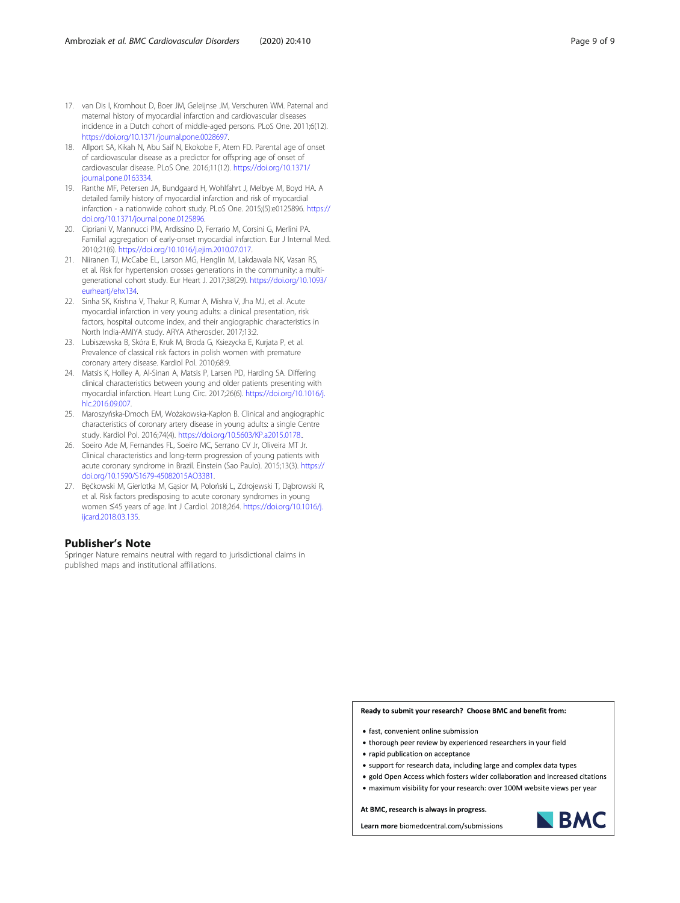17. van Dis I, Kromhout D, Boer JM, Geleijnse JM, Verschuren WM. Paternal and maternal history of myocardial infarction and cardiovascular diseases incidence in a Dutch cohort of middle-aged persons. PLoS One. 2011;6(12). https://doi.org/10.1371/journal.pone.0028697.
18. Allport SA, Kikah N, Abu Saif N, Ekokobe F, Atem FD. Parental age of onset of cardiovascular disease as a predictor for offspring age of onset of cardiovascular disease. PLoS One. 2016;11(12). https://doi.org/10.1371/journal.pone.0163334.
19. Ranthe MF, Petersen JA, Bundgaard H, Wohlfahrt J, Melbye M, Boyd HA. A detailed family history of myocardial infarction and risk of myocardial infarction - a nationwide cohort study. PLoS One. 2015;(5):e0125896. https://doi.org/10.1371/journal.pone.0125896.
20. Cipriani V, Mannucci PM, Ardissino D, Ferrario M, Corsini G, Merlini PA. Familial aggregation of early-onset myocardial infarction. Eur J Internal Med. 2010;21(6). https://doi.org/10.1016/j.ejim.2010.07.017.
21. Niiranen TJ, McCabe EL, Larson MG, Henglin M, Lakdawala NK, Vasan RS, et al. Risk for hypertension crosses generations in the community: a multi-generational cohort study. Eur Heart J. 2017;38(29). https://doi.org/10.1093/eurheartj/ehx134.
22. Sinha SK, Krishna V, Thakur R, Kumar A, Mishra V, Jha MJ, et al. Acute myocardial infarction in very young adults: a clinical presentation, risk factors, hospital outcome index, and their angiographic characteristics in North India-AMIYA study. ARYA Atheroscler. 2017;13:2.
23. Lubiszewska B, Skóra E, Kruk M, Broda G, Ksiezycka E, Kurjata P, et al. Prevalence of classical risk factors in polish women with premature coronary artery disease. Kardiol Pol. 2010;68:9.
24. Matsis K, Holley A, Al-Sinan A, Matsis P, Larsen PD, Harding SA. Differing clinical characteristics between young and older patients presenting with myocardial infarction. Heart Lung Circ. 2017;26(6). https://doi.org/10.1016/j.hlc.2016.09.007.
25. Maroszyńska-Dmoch EM, Wożakowska-Kapłon B. Clinical and angiographic characteristics of coronary artery disease in young adults: a single Centre study. Kardiol Pol. 2016;74(4). https://doi.org/10.5603/KP.a2015.0178..
26. Soeiro Ade M, Fernandes FL, Soeiro MC, Serrano CV Jr, Oliveira MT Jr. Clinical characteristics and long-term progression of young patients with acute coronary syndrome in Brazil. Einstein (Sao Paulo). 2015;13(3). https://doi.org/10.1590/S1679-45082015AO3381.
27. Bęćkowski M, Gierlotka M, Gąsior M, Poloński L, Zdrojewski T, Dąbrowski R, et al. Risk factors predisposing to acute coronary syndromes in young women ≤45 years of age. Int J Cardiol. 2018;264. https://doi.org/10.1016/j.ijcard.2018.03.135.

## Publisher's Note

Springer Nature remains neutral with regard to jurisdictional claims in published maps and institutional affiliations.

**Ready to submit your research? Choose BMC and benefit from:**

- fast, convenient online submission
- thorough peer review by experienced researchers in your field
- rapid publication on acceptance
- support for research data, including large and complex data types
- gold Open Access which fosters wider collaboration and increased citations
- maximum visibility for your research: over 100M website views per year

**At BMC, research is always in progress.**

**Learn more** biomedcentral.com/submissions